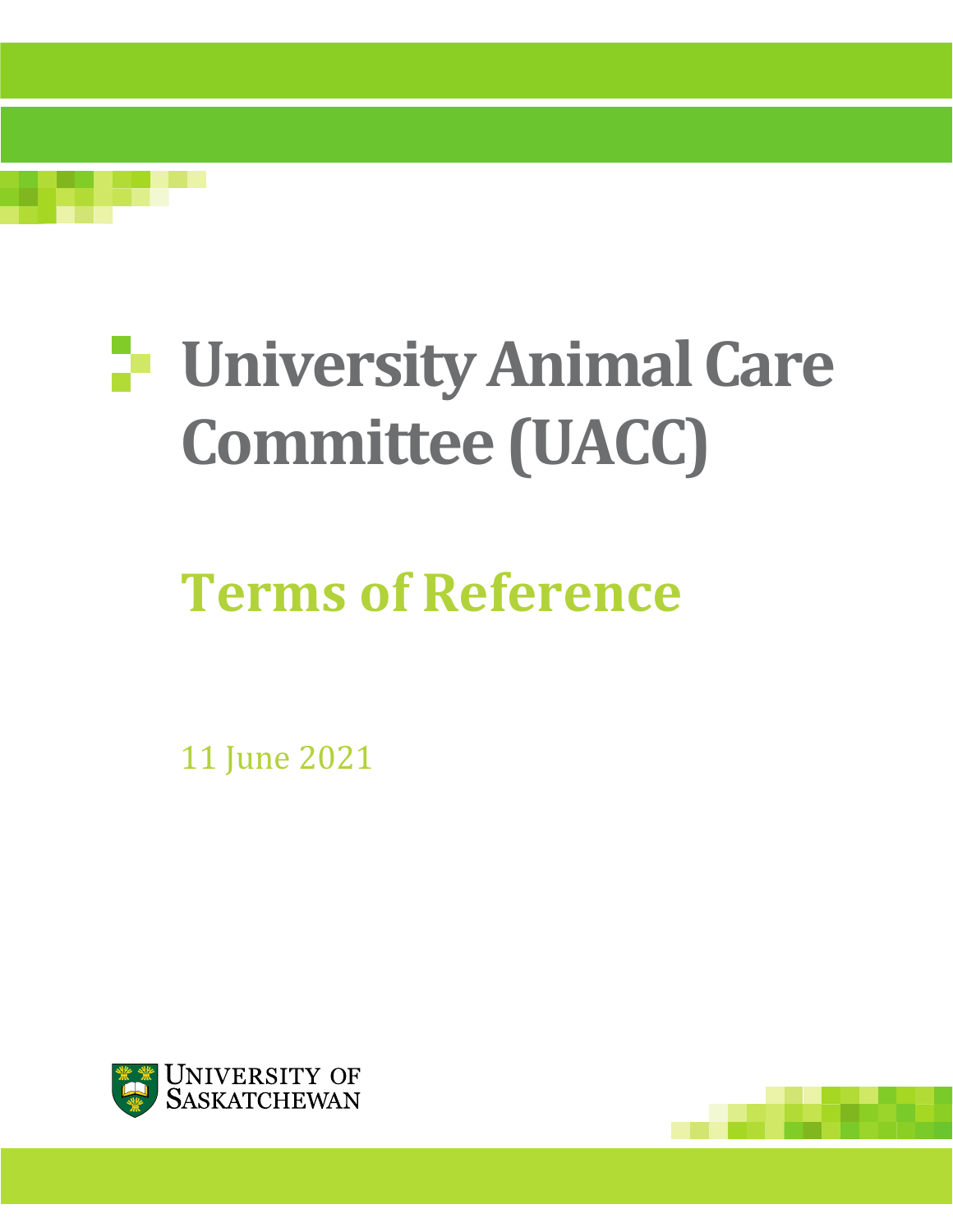# University Animal Care Committee (UACC)

## Terms of Reference

11 June 2021

University of Saskatchewan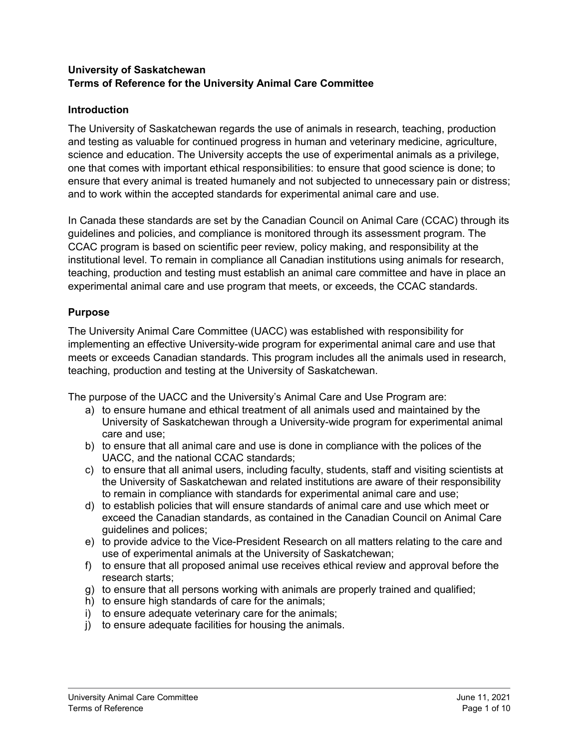**University of Saskatchewan**
**Terms of Reference for the University Animal Care Committee**

## Introduction

The University of Saskatchewan regards the use of animals in research, teaching, production and testing as valuable for continued progress in human and veterinary medicine, agriculture, science and education. The University accepts the use of experimental animals as a privilege, one that comes with important ethical responsibilities: to ensure that good science is done; to ensure that every animal is treated humanely and not subjected to unnecessary pain or distress; and to work within the accepted standards for experimental animal care and use.

In Canada these standards are set by the Canadian Council on Animal Care (CCAC) through its guidelines and policies, and compliance is monitored through its assessment program. The CCAC program is based on scientific peer review, policy making, and responsibility at the institutional level. To remain in compliance all Canadian institutions using animals for research, teaching, production and testing must establish an animal care committee and have in place an experimental animal care and use program that meets, or exceeds, the CCAC standards.

## Purpose

The University Animal Care Committee (UACC) was established with responsibility for implementing an effective University-wide program for experimental animal care and use that meets or exceeds Canadian standards. This program includes all the animals used in research, teaching, production and testing at the University of Saskatchewan.

The purpose of the UACC and the University's Animal Care and Use Program are:

a) to ensure humane and ethical treatment of all animals used and maintained by the University of Saskatchewan through a University-wide program for experimental animal care and use;
b) to ensure that all animal care and use is done in compliance with the polices of the UACC, and the national CCAC standards;
c) to ensure that all animal users, including faculty, students, staff and visiting scientists at the University of Saskatchewan and related institutions are aware of their responsibility to remain in compliance with standards for experimental animal care and use;
d) to establish policies that will ensure standards of animal care and use which meet or exceed the Canadian standards, as contained in the Canadian Council on Animal Care guidelines and polices;
e) to provide advice to the Vice-President Research on all matters relating to the care and use of experimental animals at the University of Saskatchewan;
f) to ensure that all proposed animal use receives ethical review and approval before the research starts;
g) to ensure that all persons working with animals are properly trained and qualified;
h) to ensure high standards of care for the animals;
i) to ensure adequate veterinary care for the animals;
j) to ensure adequate facilities for housing the animals.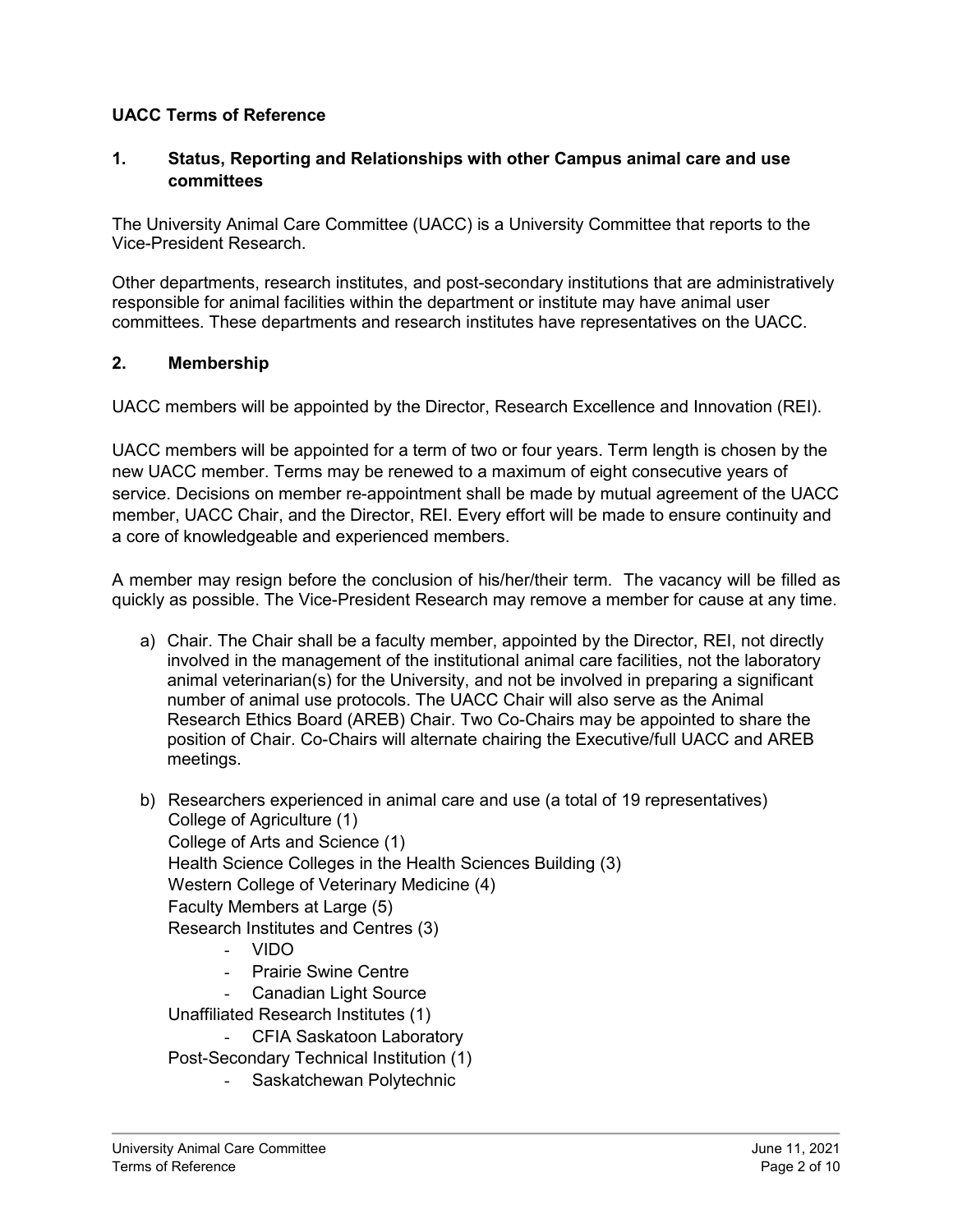**UACC Terms of Reference**

## 1. Status, Reporting and Relationships with other Campus animal care and use committees

The University Animal Care Committee (UACC) is a University Committee that reports to the Vice-President Research.

Other departments, research institutes, and post-secondary institutions that are administratively responsible for animal facilities within the department or institute may have animal user committees. These departments and research institutes have representatives on the UACC.

## 2. Membership

UACC members will be appointed by the Director, Research Excellence and Innovation (REI).

UACC members will be appointed for a term of two or four years. Term length is chosen by the new UACC member. Terms may be renewed to a maximum of eight consecutive years of service. Decisions on member re-appointment shall be made by mutual agreement of the UACC member, UACC Chair, and the Director, REI. Every effort will be made to ensure continuity and a core of knowledgeable and experienced members.

A member may resign before the conclusion of his/her/their term. The vacancy will be filled as quickly as possible. The Vice-President Research may remove a member for cause at any time.

a) Chair. The Chair shall be a faculty member, appointed by the Director, REI, not directly involved in the management of the institutional animal care facilities, not the laboratory animal veterinarian(s) for the University, and not be involved in preparing a significant number of animal use protocols. The UACC Chair will also serve as the Animal Research Ethics Board (AREB) Chair. Two Co-Chairs may be appointed to share the position of Chair. Co-Chairs will alternate chairing the Executive/full UACC and AREB meetings.

b) Researchers experienced in animal care and use (a total of 19 representatives)
   College of Agriculture (1)
   College of Arts and Science (1)
   Health Science Colleges in the Health Sciences Building (3)
   Western College of Veterinary Medicine (4)
   Faculty Members at Large (5)
   Research Institutes and Centres (3)
   - VIDO
   - Prairie Swine Centre
   - Canadian Light Source

   Unaffiliated Research Institutes (1)
   - CFIA Saskatoon Laboratory

   Post-Secondary Technical Institution (1)
   - Saskatchewan Polytechnic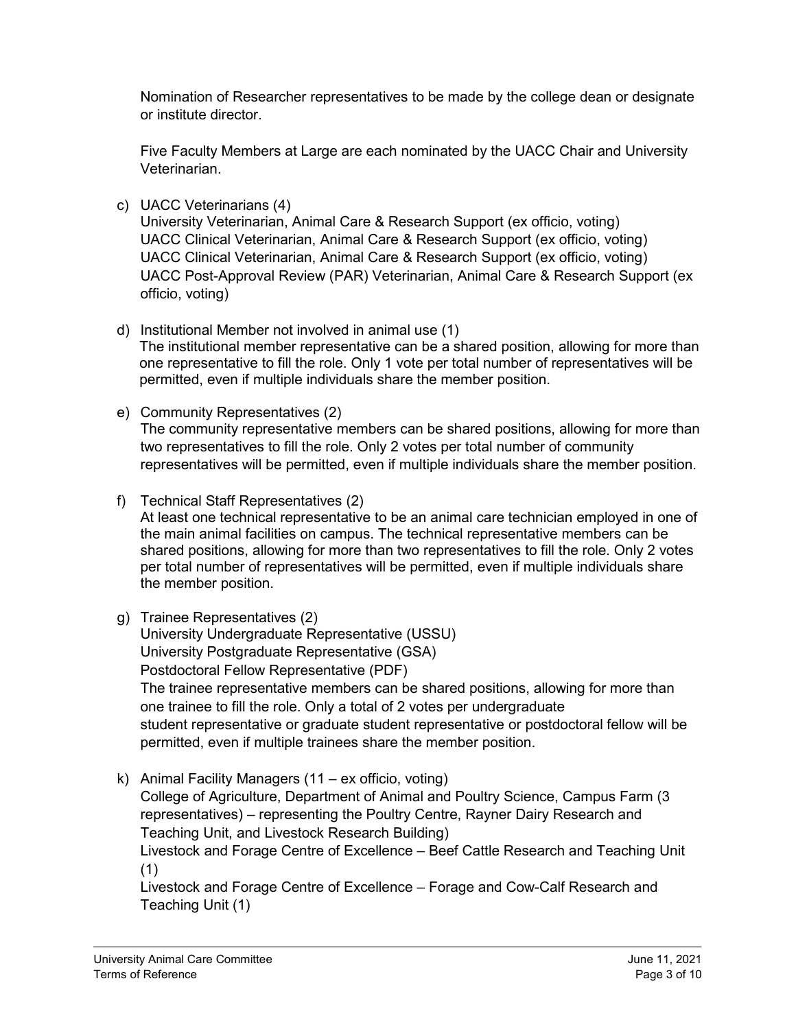Nomination of Researcher representatives to be made by the college dean or designate or institute director.

Five Faculty Members at Large are each nominated by the UACC Chair and University Veterinarian.

c) UACC Veterinarians (4)
   University Veterinarian, Animal Care & Research Support (ex officio, voting)
   UACC Clinical Veterinarian, Animal Care & Research Support (ex officio, voting)
   UACC Clinical Veterinarian, Animal Care & Research Support (ex officio, voting)
   UACC Post-Approval Review (PAR) Veterinarian, Animal Care & Research Support (ex officio, voting)

d) Institutional Member not involved in animal use (1)
   The institutional member representative can be a shared position, allowing for more than one representative to fill the role. Only 1 vote per total number of representatives will be permitted, even if multiple individuals share the member position.

e) Community Representatives (2)
   The community representative members can be shared positions, allowing for more than two representatives to fill the role. Only 2 votes per total number of community representatives will be permitted, even if multiple individuals share the member position.

f) Technical Staff Representatives (2)
   At least one technical representative to be an animal care technician employed in one of the main animal facilities on campus. The technical representative members can be shared positions, allowing for more than two representatives to fill the role. Only 2 votes per total number of representatives will be permitted, even if multiple individuals share the member position.

g) Trainee Representatives (2)
   University Undergraduate Representative (USSU)
   University Postgraduate Representative (GSA)
   Postdoctoral Fellow Representative (PDF)
   The trainee representative members can be shared positions, allowing for more than one trainee to fill the role. Only a total of 2 votes per undergraduate student representative or graduate student representative or postdoctoral fellow will be permitted, even if multiple trainees share the member position.

k) Animal Facility Managers (11 – ex officio, voting)
   College of Agriculture, Department of Animal and Poultry Science, Campus Farm (3 representatives) – representing the Poultry Centre, Rayner Dairy Research and Teaching Unit, and Livestock Research Building)
   Livestock and Forage Centre of Excellence – Beef Cattle Research and Teaching Unit (1)
   Livestock and Forage Centre of Excellence – Forage and Cow-Calf Research and Teaching Unit (1)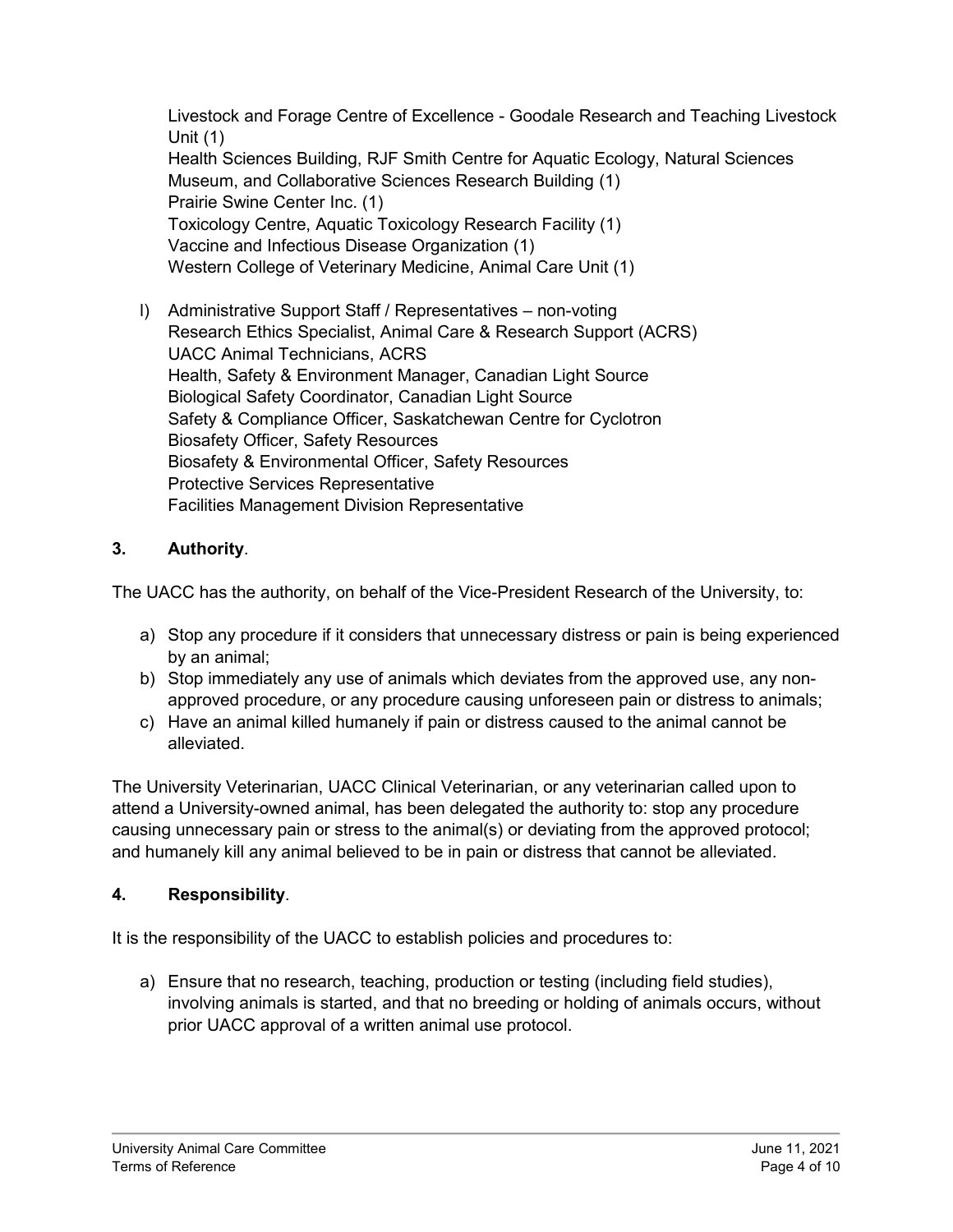Livestock and Forage Centre of Excellence - Goodale Research and Teaching Livestock Unit (1)
Health Sciences Building, RJF Smith Centre for Aquatic Ecology, Natural Sciences Museum, and Collaborative Sciences Research Building (1)
Prairie Swine Center Inc. (1)
Toxicology Centre, Aquatic Toxicology Research Facility (1)
Vaccine and Infectious Disease Organization (1)
Western College of Veterinary Medicine, Animal Care Unit (1)

l) Administrative Support Staff / Representatives – non-voting
Research Ethics Specialist, Animal Care & Research Support (ACRS)
UACC Animal Technicians, ACRS
Health, Safety & Environment Manager, Canadian Light Source
Biological Safety Coordinator, Canadian Light Source
Safety & Compliance Officer, Saskatchewan Centre for Cyclotron
Biosafety Officer, Safety Resources
Biosafety & Environmental Officer, Safety Resources
Protective Services Representative
Facilities Management Division Representative

## 3. **Authority**.

The UACC has the authority, on behalf of the Vice-President Research of the University, to:

a) Stop any procedure if it considers that unnecessary distress or pain is being experienced by an animal;
b) Stop immediately any use of animals which deviates from the approved use, any non-approved procedure, or any procedure causing unforeseen pain or distress to animals;
c) Have an animal killed humanely if pain or distress caused to the animal cannot be alleviated.

The University Veterinarian, UACC Clinical Veterinarian, or any veterinarian called upon to attend a University-owned animal, has been delegated the authority to: stop any procedure causing unnecessary pain or stress to the animal(s) or deviating from the approved protocol; and humanely kill any animal believed to be in pain or distress that cannot be alleviated.

## 4. **Responsibility**.

It is the responsibility of the UACC to establish policies and procedures to:

a) Ensure that no research, teaching, production or testing (including field studies), involving animals is started, and that no breeding or holding of animals occurs, without prior UACC approval of a written animal use protocol.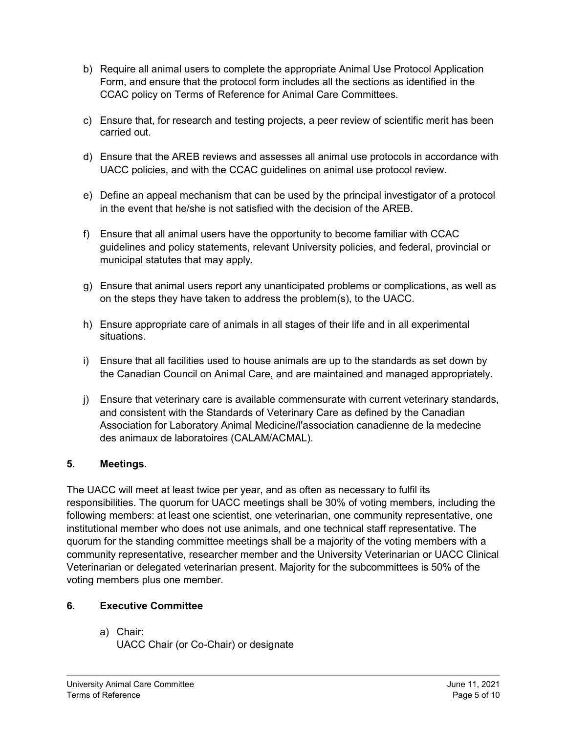b) Require all animal users to complete the appropriate Animal Use Protocol Application Form, and ensure that the protocol form includes all the sections as identified in the CCAC policy on Terms of Reference for Animal Care Committees.

c) Ensure that, for research and testing projects, a peer review of scientific merit has been carried out.

d) Ensure that the AREB reviews and assesses all animal use protocols in accordance with UACC policies, and with the CCAC guidelines on animal use protocol review.

e) Define an appeal mechanism that can be used by the principal investigator of a protocol in the event that he/she is not satisfied with the decision of the AREB.

f) Ensure that all animal users have the opportunity to become familiar with CCAC guidelines and policy statements, relevant University policies, and federal, provincial or municipal statutes that may apply.

g) Ensure that animal users report any unanticipated problems or complications, as well as on the steps they have taken to address the problem(s), to the UACC.

h) Ensure appropriate care of animals in all stages of their life and in all experimental situations.

i) Ensure that all facilities used to house animals are up to the standards as set down by the Canadian Council on Animal Care, and are maintained and managed appropriately.

j) Ensure that veterinary care is available commensurate with current veterinary standards, and consistent with the Standards of Veterinary Care as defined by the Canadian Association for Laboratory Animal Medicine/l'association canadienne de la medecine des animaux de laboratoires (CALAM/ACMAL).

## 5. Meetings.

The UACC will meet at least twice per year, and as often as necessary to fulfil its responsibilities. The quorum for UACC meetings shall be 30% of voting members, including the following members: at least one scientist, one veterinarian, one community representative, one institutional member who does not use animals, and one technical staff representative. The quorum for the standing committee meetings shall be a majority of the voting members with a community representative, researcher member and the University Veterinarian or UACC Clinical Veterinarian or delegated veterinarian present. Majority for the subcommittees is 50% of the voting members plus one member.

## 6. Executive Committee

a) Chair:
UACC Chair (or Co-Chair) or designate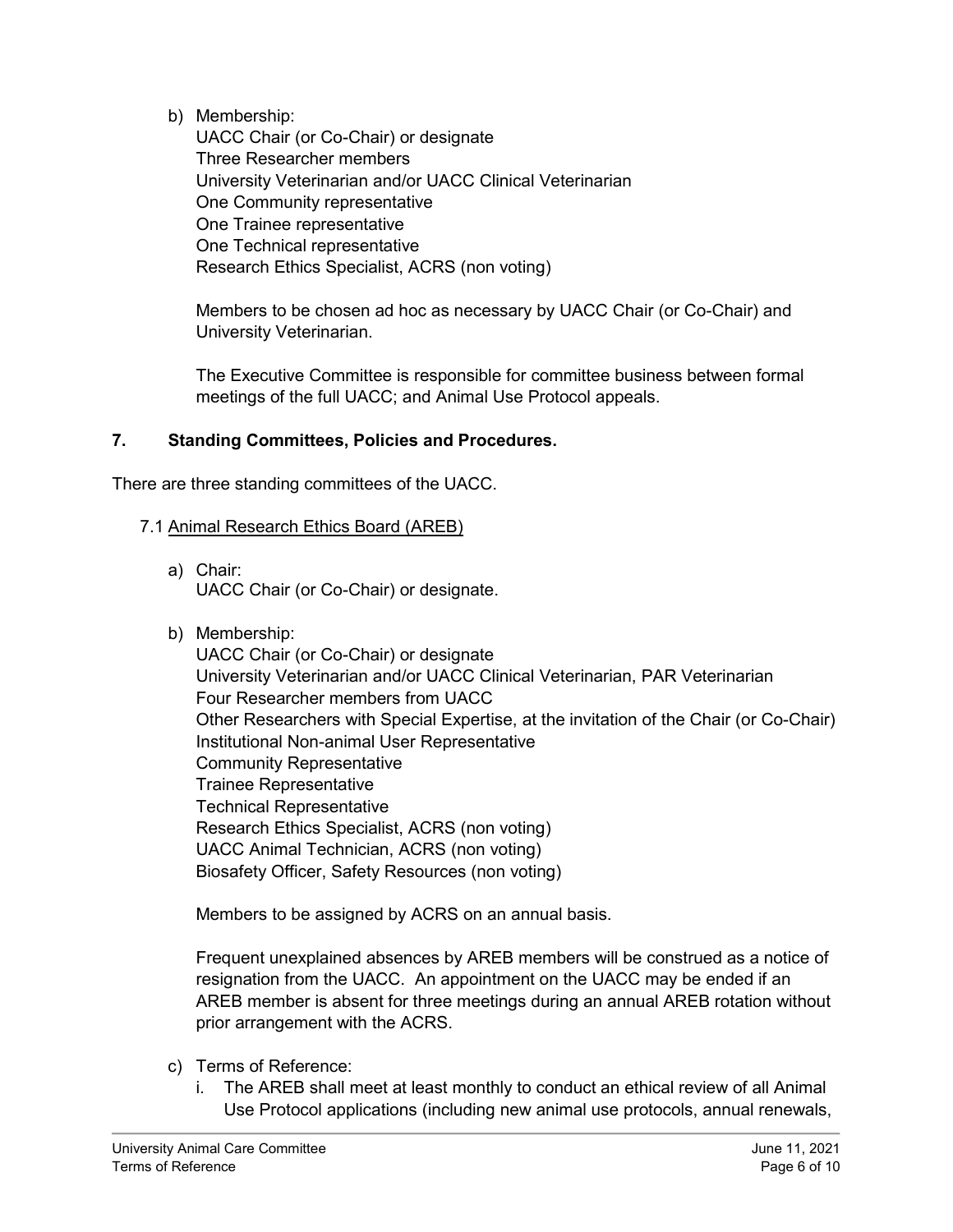b) Membership:
   UACC Chair (or Co-Chair) or designate
   Three Researcher members
   University Veterinarian and/or UACC Clinical Veterinarian
   One Community representative
   One Trainee representative
   One Technical representative
   Research Ethics Specialist, ACRS (non voting)

   Members to be chosen ad hoc as necessary by UACC Chair (or Co-Chair) and University Veterinarian.

   The Executive Committee is responsible for committee business between formal meetings of the full UACC; and Animal Use Protocol appeals.

## 7. Standing Committees, Policies and Procedures.

There are three standing committees of the UACC.

### 7.1 Animal Research Ethics Board (AREB)

a) Chair:
   UACC Chair (or Co-Chair) or designate.

b) Membership:
   UACC Chair (or Co-Chair) or designate
   University Veterinarian and/or UACC Clinical Veterinarian, PAR Veterinarian
   Four Researcher members from UACC
   Other Researchers with Special Expertise, at the invitation of the Chair (or Co-Chair)
   Institutional Non-animal User Representative
   Community Representative
   Trainee Representative
   Technical Representative
   Research Ethics Specialist, ACRS (non voting)
   UACC Animal Technician, ACRS (non voting)
   Biosafety Officer, Safety Resources (non voting)

   Members to be assigned by ACRS on an annual basis.

   Frequent unexplained absences by AREB members will be construed as a notice of resignation from the UACC. An appointment on the UACC may be ended if an AREB member is absent for three meetings during an annual AREB rotation without prior arrangement with the ACRS.

c) Terms of Reference:
   i. The AREB shall meet at least monthly to conduct an ethical review of all Animal Use Protocol applications (including new animal use protocols, annual renewals,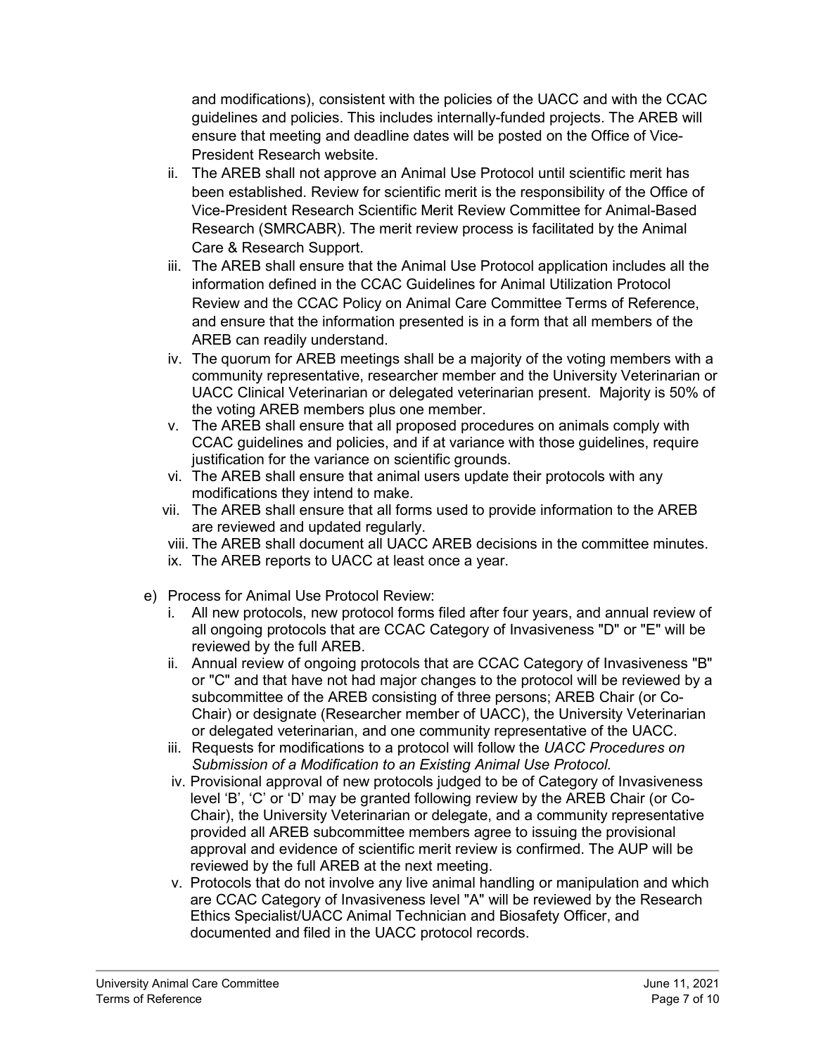and modifications), consistent with the policies of the UACC and with the CCAC guidelines and policies. This includes internally-funded projects. The AREB will ensure that meeting and deadline dates will be posted on the Office of Vice-President Research website.

ii. The AREB shall not approve an Animal Use Protocol until scientific merit has been established. Review for scientific merit is the responsibility of the Office of Vice-President Research Scientific Merit Review Committee for Animal-Based Research (SMRCABR). The merit review process is facilitated by the Animal Care & Research Support.

iii. The AREB shall ensure that the Animal Use Protocol application includes all the information defined in the CCAC Guidelines for Animal Utilization Protocol Review and the CCAC Policy on Animal Care Committee Terms of Reference, and ensure that the information presented is in a form that all members of the AREB can readily understand.

iv. The quorum for AREB meetings shall be a majority of the voting members with a community representative, researcher member and the University Veterinarian or UACC Clinical Veterinarian or delegated veterinarian present. Majority is 50% of the voting AREB members plus one member.

v. The AREB shall ensure that all proposed procedures on animals comply with CCAC guidelines and policies, and if at variance with those guidelines, require justification for the variance on scientific grounds.

vi. The AREB shall ensure that animal users update their protocols with any modifications they intend to make.

vii. The AREB shall ensure that all forms used to provide information to the AREB are reviewed and updated regularly.

viii. The AREB shall document all UACC AREB decisions in the committee minutes.

ix. The AREB reports to UACC at least once a year.

e) Process for Animal Use Protocol Review:

i. All new protocols, new protocol forms filed after four years, and annual review of all ongoing protocols that are CCAC Category of Invasiveness "D" or "E" will be reviewed by the full AREB.

ii. Annual review of ongoing protocols that are CCAC Category of Invasiveness "B" or "C" and that have not had major changes to the protocol will be reviewed by a subcommittee of the AREB consisting of three persons; AREB Chair (or Co-Chair) or designate (Researcher member of UACC), the University Veterinarian or delegated veterinarian, and one community representative of the UACC.

iii. Requests for modifications to a protocol will follow the *UACC Procedures on Submission of a Modification to an Existing Animal Use Protocol.*

iv. Provisional approval of new protocols judged to be of Category of Invasiveness level 'B', 'C' or 'D' may be granted following review by the AREB Chair (or Co-Chair), the University Veterinarian or delegate, and a community representative provided all AREB subcommittee members agree to issuing the provisional approval and evidence of scientific merit review is confirmed. The AUP will be reviewed by the full AREB at the next meeting.

v. Protocols that do not involve any live animal handling or manipulation and which are CCAC Category of Invasiveness level "A" will be reviewed by the Research Ethics Specialist/UACC Animal Technician and Biosafety Officer, and documented and filed in the UACC protocol records.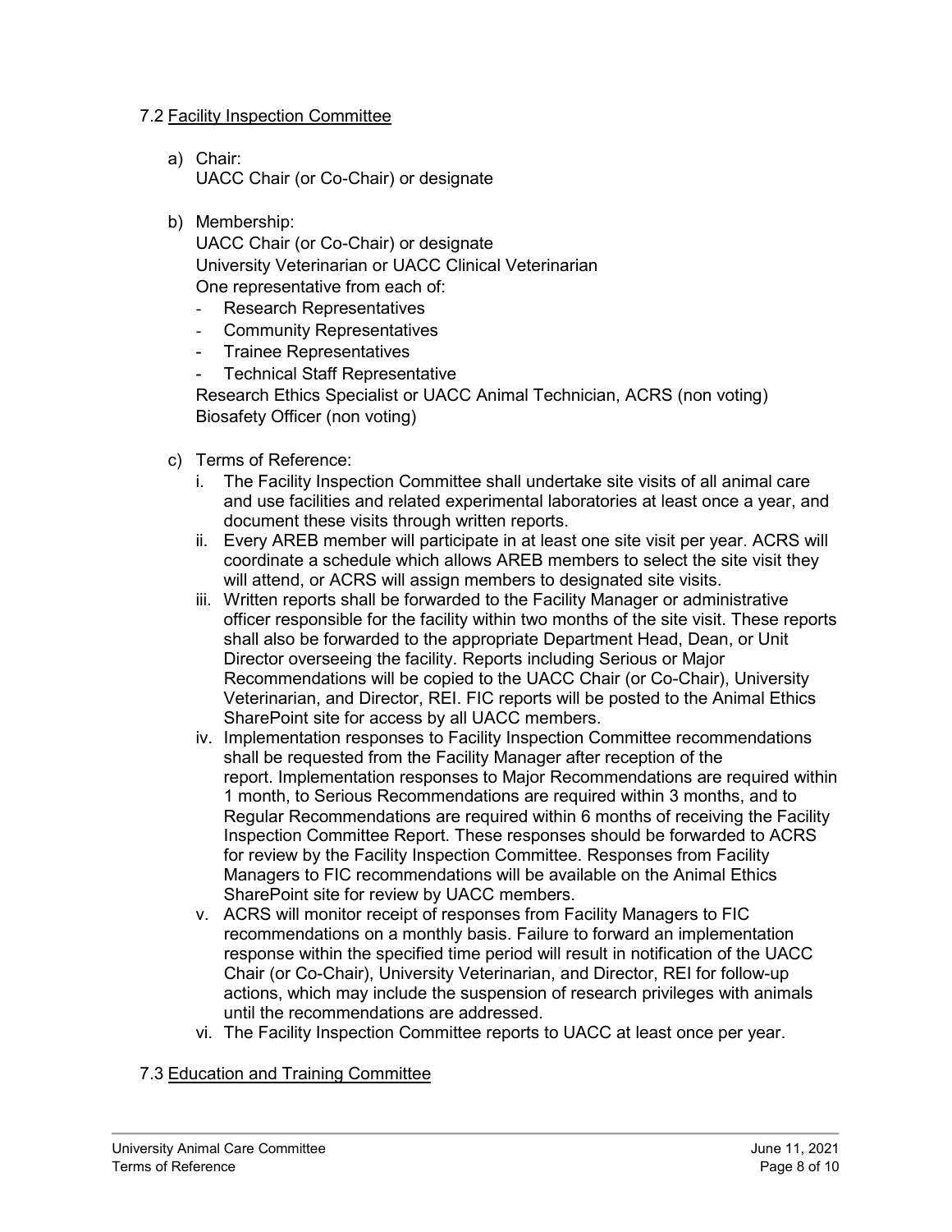### 7.2 Facility Inspection Committee

a) Chair:
   UACC Chair (or Co-Chair) or designate

b) Membership:
   UACC Chair (or Co-Chair) or designate
   University Veterinarian or UACC Clinical Veterinarian
   One representative from each of:
   - Research Representatives
   - Community Representatives
   - Trainee Representatives
   - Technical Staff Representative

   Research Ethics Specialist or UACC Animal Technician, ACRS (non voting)
   Biosafety Officer (non voting)

c) Terms of Reference:
   i. The Facility Inspection Committee shall undertake site visits of all animal care and use facilities and related experimental laboratories at least once a year, and document these visits through written reports.
   ii. Every AREB member will participate in at least one site visit per year. ACRS will coordinate a schedule which allows AREB members to select the site visit they will attend, or ACRS will assign members to designated site visits.
   iii. Written reports shall be forwarded to the Facility Manager or administrative officer responsible for the facility within two months of the site visit. These reports shall also be forwarded to the appropriate Department Head, Dean, or Unit Director overseeing the facility. Reports including Serious or Major Recommendations will be copied to the UACC Chair (or Co-Chair), University Veterinarian, and Director, REI. FIC reports will be posted to the Animal Ethics SharePoint site for access by all UACC members.
   iv. Implementation responses to Facility Inspection Committee recommendations shall be requested from the Facility Manager after reception of the report. Implementation responses to Major Recommendations are required within 1 month, to Serious Recommendations are required within 3 months, and to Regular Recommendations are required within 6 months of receiving the Facility Inspection Committee Report. These responses should be forwarded to ACRS for review by the Facility Inspection Committee. Responses from Facility Managers to FIC recommendations will be available on the Animal Ethics SharePoint site for review by UACC members.
   v. ACRS will monitor receipt of responses from Facility Managers to FIC recommendations on a monthly basis. Failure to forward an implementation response within the specified time period will result in notification of the UACC Chair (or Co-Chair), University Veterinarian, and Director, REI for follow-up actions, which may include the suspension of research privileges with animals until the recommendations are addressed.
   vi. The Facility Inspection Committee reports to UACC at least once per year.

### 7.3 Education and Training Committee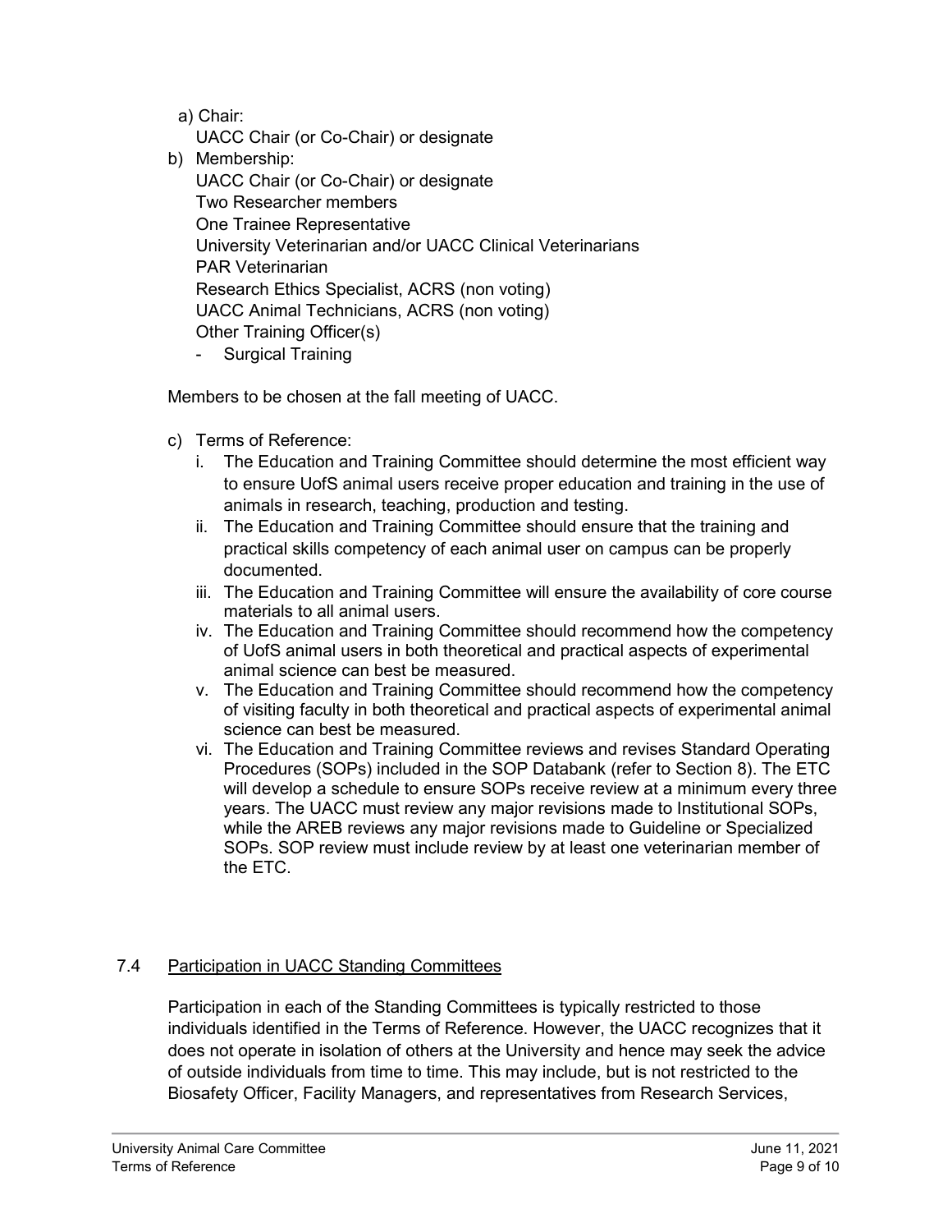a) Chair:
   UACC Chair (or Co-Chair) or designate

b) Membership:
   UACC Chair (or Co-Chair) or designate
   Two Researcher members
   One Trainee Representative
   University Veterinarian and/or UACC Clinical Veterinarians
   PAR Veterinarian
   Research Ethics Specialist, ACRS (non voting)
   UACC Animal Technicians, ACRS (non voting)
   Other Training Officer(s)
   - Surgical Training

Members to be chosen at the fall meeting of UACC.

c) Terms of Reference:
   i. The Education and Training Committee should determine the most efficient way to ensure UofS animal users receive proper education and training in the use of animals in research, teaching, production and testing.
   ii. The Education and Training Committee should ensure that the training and practical skills competency of each animal user on campus can be properly documented.
   iii. The Education and Training Committee will ensure the availability of core course materials to all animal users.
   iv. The Education and Training Committee should recommend how the competency of UofS animal users in both theoretical and practical aspects of experimental animal science can best be measured.
   v. The Education and Training Committee should recommend how the competency of visiting faculty in both theoretical and practical aspects of experimental animal science can best be measured.
   vi. The Education and Training Committee reviews and revises Standard Operating Procedures (SOPs) included in the SOP Databank (refer to Section 8). The ETC will develop a schedule to ensure SOPs receive review at a minimum every three years. The UACC must review any major revisions made to Institutional SOPs, while the AREB reviews any major revisions made to Guideline or Specialized SOPs. SOP review must include review by at least one veterinarian member of the ETC.

## 7.4 Participation in UACC Standing Committees

Participation in each of the Standing Committees is typically restricted to those individuals identified in the Terms of Reference. However, the UACC recognizes that it does not operate in isolation of others at the University and hence may seek the advice of outside individuals from time to time. This may include, but is not restricted to the Biosafety Officer, Facility Managers, and representatives from Research Services,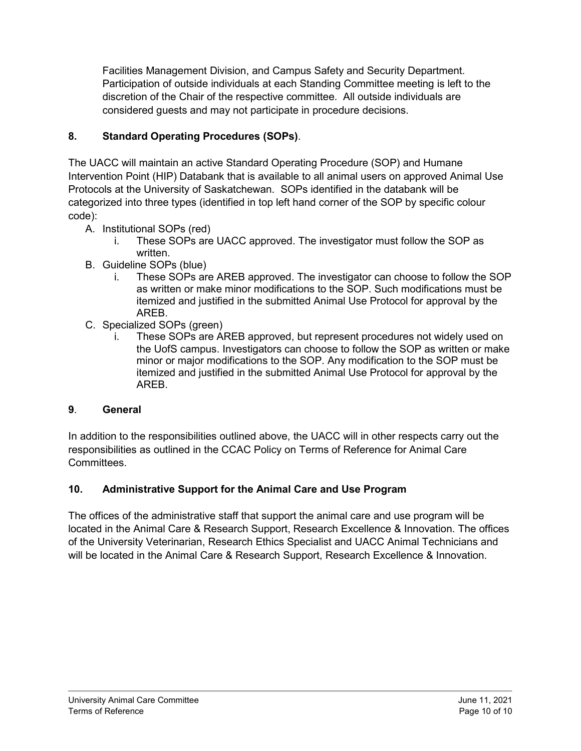Facilities Management Division, and Campus Safety and Security Department. Participation of outside individuals at each Standing Committee meeting is left to the discretion of the Chair of the respective committee. All outside individuals are considered guests and may not participate in procedure decisions.

## 8. Standard Operating Procedures (SOPs).

The UACC will maintain an active Standard Operating Procedure (SOP) and Humane Intervention Point (HIP) Databank that is available to all animal users on approved Animal Use Protocols at the University of Saskatchewan. SOPs identified in the databank will be categorized into three types (identified in top left hand corner of the SOP by specific colour code):

A. Institutional SOPs (red)
   i. These SOPs are UACC approved. The investigator must follow the SOP as written.
B. Guideline SOPs (blue)
   i. These SOPs are AREB approved. The investigator can choose to follow the SOP as written or make minor modifications to the SOP. Such modifications must be itemized and justified in the submitted Animal Use Protocol for approval by the AREB.
C. Specialized SOPs (green)
   i. These SOPs are AREB approved, but represent procedures not widely used on the UofS campus. Investigators can choose to follow the SOP as written or make minor or major modifications to the SOP. Any modification to the SOP must be itemized and justified in the submitted Animal Use Protocol for approval by the AREB.

## 9. General

In addition to the responsibilities outlined above, the UACC will in other respects carry out the responsibilities as outlined in the CCAC Policy on Terms of Reference for Animal Care Committees.

## 10. Administrative Support for the Animal Care and Use Program

The offices of the administrative staff that support the animal care and use program will be located in the Animal Care & Research Support, Research Excellence & Innovation. The offices of the University Veterinarian, Research Ethics Specialist and UACC Animal Technicians and will be located in the Animal Care & Research Support, Research Excellence & Innovation.